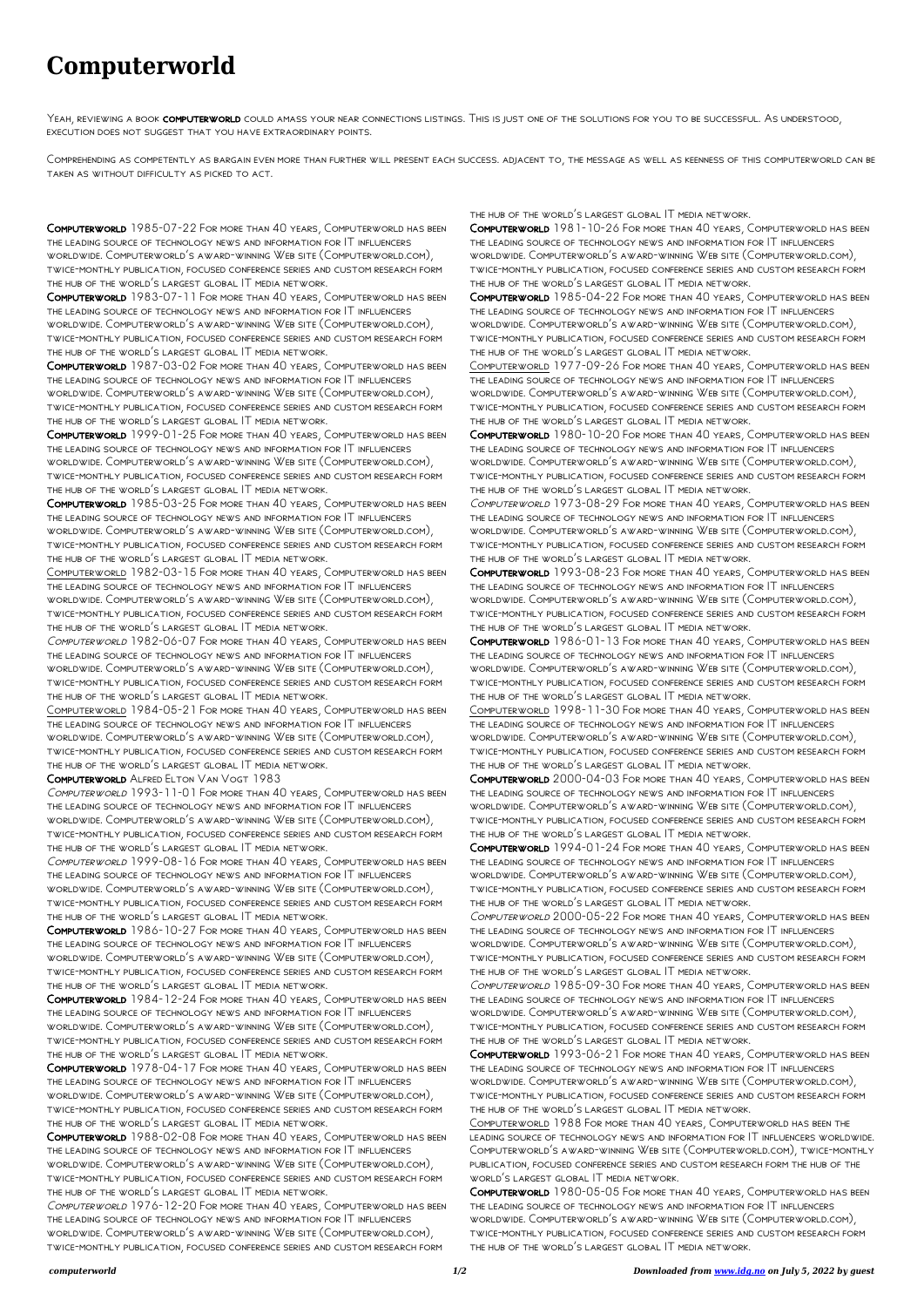# Computerworld

Yeah, reviewing a book **computerworld** could amass your near connections listings. This is just one of the solutions for you to be successful. As understood, execution does not suggest that you have extraordinary points.

Comprehending as competently as bargain even more than further will present each success. adjacent to, the message as well as keenness of this computerworld can be taken as without difficulty as picked to act.

**Computerworld** 1985-07-22 For more than 40 years, Computerworld has been the leading source of technology news and information for IT influencers worldwide. Computerworld's award-winning Web site (Computerworld.com), twice-monthly publication, focused conference series and custom research form the hub of the world's largest global IT media network.

**Computerworld** 1983-07-11 For more than 40 years, Computerworld has been the leading source of technology news and information for IT influencers worldwide. Computerworld's award-winning Web site (Computerworld.com), twice-monthly publication, focused conference series and custom research form the hub of the world's largest global IT media network.

**Computerworld** 1987-03-02 For more than 40 years, Computerworld has been the leading source of technology news and information for IT influencers worldwide. Computerworld's award-winning Web site (Computerworld.com), twice-monthly publication, focused conference series and custom research form the hub of the world's largest global IT media network.

**Computerworld** 1999-01-25 For more than 40 years, Computerworld has been the leading source of technology news and information for IT influencers worldwide. Computerworld's award-winning Web site (Computerworld.com), twice-monthly publication, focused conference series and custom research form the hub of the world's largest global IT media network.

**Computerworld** 1985-03-25 For more than 40 years, Computerworld has been the leading source of technology news and information for IT influencers worldwide. Computerworld's award-winning Web site (Computerworld.com), twice-monthly publication, focused conference series and custom research form the hub of the world's largest global IT media network.

Computerworld 1982-03-15 For more than 40 years, Computerworld has been the leading source of technology news and information for IT influencers worldwide. Computerworld's award-winning Web site (Computerworld.com), twice-monthly publication, focused conference series and custom research form the hub of the world's largest global IT media network.

*Computerworld* 1982-06-07 For more than 40 years, Computerworld has been the leading source of technology news and information for IT influencers worldwide. Computerworld's award-winning Web site (Computerworld.com), twice-monthly publication, focused conference series and custom research form the hub of the world's largest global IT media network.

Computerworld 1984-05-21 For more than 40 years, Computerworld has been the leading source of technology news and information for IT influencers worldwide. Computerworld's award-winning Web site (Computerworld.com), twice-monthly publication, focused conference series and custom research form the hub of the world's largest global IT media network.

**Computerworld** Alfred Elton Van Vogt 1983

*Computerworld* 1993-11-01 For more than 40 years, Computerworld has been the leading source of technology news and information for IT influencers worldwide. Computerworld's award-winning Web site (Computerworld.com), twice-monthly publication, focused conference series and custom research form the hub of the world's largest global IT media network.

*Computerworld* 1999-08-16 For more than 40 years, Computerworld has been the leading source of technology news and information for IT influencers worldwide. Computerworld's award-winning Web site (Computerworld.com), twice-monthly publication, focused conference series and custom research form the hub of the world's largest global IT media network.

**Computerworld** 1986-10-27 For more than 40 years, Computerworld has been the leading source of technology news and information for IT influencers worldwide. Computerworld's award-winning Web site (Computerworld.com), twice-monthly publication, focused conference series and custom research form the hub of the world's largest global IT media network.

**Computerworld** 1984-12-24 For more than 40 years, Computerworld has been the leading source of technology news and information for IT influencers worldwide. Computerworld's award-winning Web site (Computerworld.com), twice-monthly publication, focused conference series and custom research form the hub of the world's largest global IT media network.

**Computerworld** 1978-04-17 For more than 40 years, Computerworld has been the leading source of technology news and information for IT influencers worldwide. Computerworld's award-winning Web site (Computerworld.com), twice-monthly publication, focused conference series and custom research form the hub of the world's largest global IT media network.

**Computerworld** 1988-02-08 For more than 40 years, Computerworld has been the leading source of technology news and information for IT influencers worldwide. Computerworld's award-winning Web site (Computerworld.com), twice-monthly publication, focused conference series and custom research form the hub of the world's largest global IT media network.

*Computerworld* 1976-12-20 For more than 40 years, Computerworld has been the leading source of technology news and information for IT influencers worldwide. Computerworld's award-winning Web site (Computerworld.com), twice-monthly publication, focused conference series and custom research form the hub of the world's largest global IT media network.

**Computerworld** 1981-10-26 For more than 40 years, Computerworld has been the leading source of technology news and information for IT influencers worldwide. Computerworld's award-winning Web site (Computerworld.com), twice-monthly publication, focused conference series and custom research form the hub of the world's largest global IT media network.

**Computerworld** 1985-04-22 For more than 40 years, Computerworld has been the leading source of technology news and information for IT influencers worldwide. Computerworld's award-winning Web site (Computerworld.com), twice-monthly publication, focused conference series and custom research form the hub of the world's largest global IT media network.

Computerworld 1977-09-26 For more than 40 years, Computerworld has been the leading source of technology news and information for IT influencers worldwide. Computerworld's award-winning Web site (Computerworld.com), twice-monthly publication, focused conference series and custom research form the hub of the world's largest global IT media network.

**Computerworld** 1980-10-20 For more than 40 years, Computerworld has been the leading source of technology news and information for IT influencers worldwide. Computerworld's award-winning Web site (Computerworld.com), twice-monthly publication, focused conference series and custom research form the hub of the world's largest global IT media network.

*Computerworld* 1973-08-29 For more than 40 years, Computerworld has been the leading source of technology news and information for IT influencers worldwide. Computerworld's award-winning Web site (Computerworld.com), twice-monthly publication, focused conference series and custom research form the hub of the world's largest global IT media network.

**Computerworld** 1993-08-23 For more than 40 years, Computerworld has been the leading source of technology news and information for IT influencers worldwide. Computerworld's award-winning Web site (Computerworld.com), twice-monthly publication, focused conference series and custom research form the hub of the world's largest global IT media network.

**Computerworld** 1986-01-13 For more than 40 years, Computerworld has been the leading source of technology news and information for IT influencers worldwide. Computerworld's award-winning Web site (Computerworld.com), twice-monthly publication, focused conference series and custom research form the hub of the world's largest global IT media network.

Computerworld 1998-11-30 For more than 40 years, Computerworld has been the leading source of technology news and information for IT influencers worldwide. Computerworld's award-winning Web site (Computerworld.com), twice-monthly publication, focused conference series and custom research form the hub of the world's largest global IT media network.

**Computerworld** 2000-04-03 For more than 40 years, Computerworld has been the leading source of technology news and information for IT influencers worldwide. Computerworld's award-winning Web site (Computerworld.com), twice-monthly publication, focused conference series and custom research form the hub of the world's largest global IT media network.

**Computerworld** 1994-01-24 For more than 40 years, Computerworld has been the leading source of technology news and information for IT influencers worldwide. Computerworld's award-winning Web site (Computerworld.com), twice-monthly publication, focused conference series and custom research form the hub of the world's largest global IT media network.

*Computerworld* 2000-05-22 For more than 40 years, Computerworld has been the leading source of technology news and information for IT influencers worldwide. Computerworld's award-winning Web site (Computerworld.com), twice-monthly publication, focused conference series and custom research form the hub of the world's largest global IT media network.

*Computerworld* 1985-09-30 For more than 40 years, Computerworld has been the leading source of technology news and information for IT influencers worldwide. Computerworld's award-winning Web site (Computerworld.com), twice-monthly publication, focused conference series and custom research form the hub of the world's largest global IT media network.

**Computerworld** 1993-06-21 For more than 40 years, Computerworld has been the leading source of technology news and information for IT influencers worldwide. Computerworld's award-winning Web site (Computerworld.com), twice-monthly publication, focused conference series and custom research form the hub of the world's largest global IT media network.

Computerworld 1988 For more than 40 years, Computerworld has been the leading source of technology news and information for IT influencers worldwide. Computerworld's award-winning Web site (Computerworld.com), twice-monthly publication, focused conference series and custom research form the hub of the world's largest global IT media network.

**Computerworld** 1980-05-05 For more than 40 years, Computerworld has been the leading source of technology news and information for IT influencers worldwide. Computerworld's award-winning Web site (Computerworld.com), twice-monthly publication, focused conference series and custom research form the hub of the world's largest global IT media network.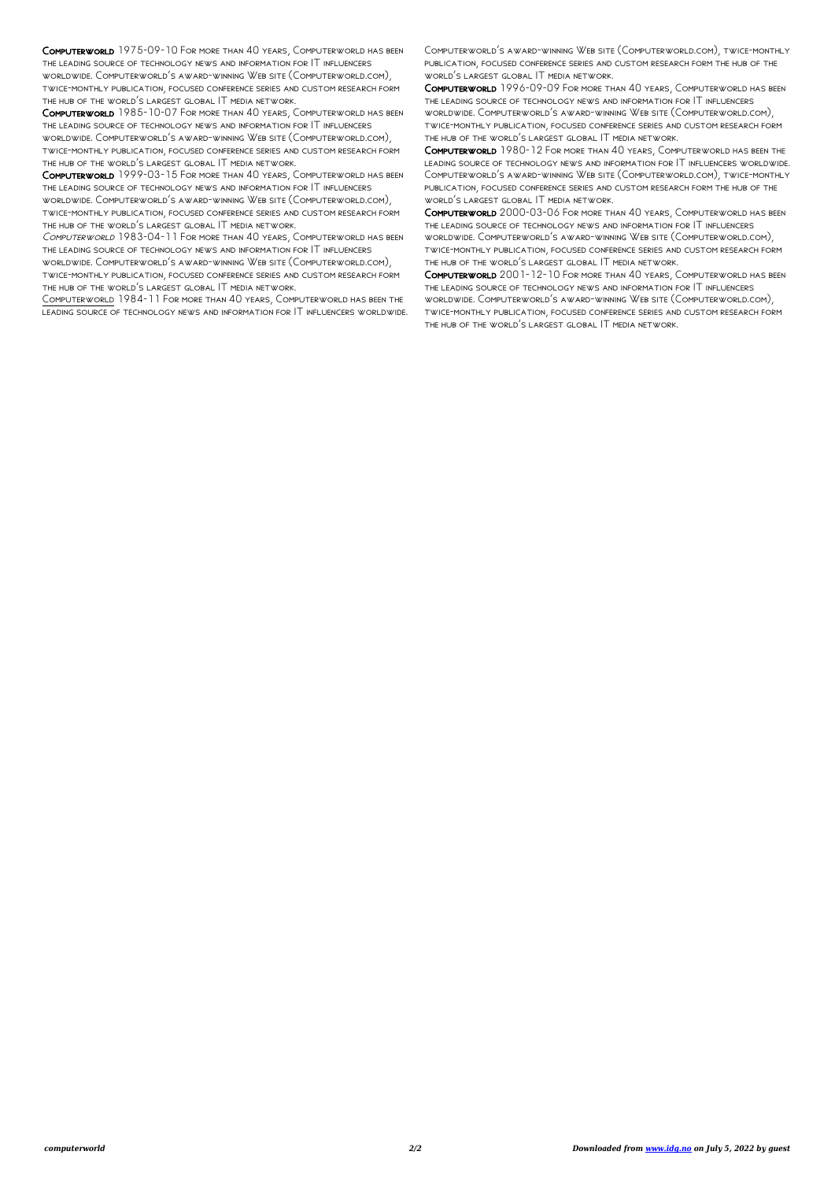**Computerworld** 1975-09-10 For more than 40 years, Computerworld has been the leading source of technology news and information for IT influencers worldwide. Computerworld's award-winning Web site (Computerworld.com), twice-monthly publication, focused conference series and custom research form the hub of the world's largest global IT media network.

**Computerworld** 1985-10-07 For more than 40 years, Computerworld has been the leading source of technology news and information for IT influencers worldwide. Computerworld's award-winning Web site (Computerworld.com), twice-monthly publication, focused conference series and custom research form the hub of the world's largest global IT media network.

**Computerworld** 1999-03-15 For more than 40 years, Computerworld has been the leading source of technology news and information for IT influencers worldwide. Computerworld's award-winning Web site (Computerworld.com), twice-monthly publication, focused conference series and custom research form the hub of the world's largest global IT media network.

*Computerworld* 1983-04-11 For more than 40 years, Computerworld has been the leading source of technology news and information for IT influencers worldwide. Computerworld's award-winning Web site (Computerworld.com), twice-monthly publication, focused conference series and custom research form the hub of the world's largest global IT media network.

Computerworld 1984-11 For more than 40 years, Computerworld has been the leading source of technology news and information for IT influencers worldwide. Computerworld's award-winning Web site (Computerworld.com), twice-monthly publication, focused conference series and custom research form the hub of the world's largest global IT media network.

**Computerworld** 1996-09-09 For more than 40 years, Computerworld has been the leading source of technology news and information for IT influencers worldwide. Computerworld's award-winning Web site (Computerworld.com), twice-monthly publication, focused conference series and custom research form the hub of the world's largest global IT media network.

**Computerworld** 1980-12 For more than 40 years, Computerworld has been the leading source of technology news and information for IT influencers worldwide. Computerworld's award-winning Web site (Computerworld.com), twice-monthly publication, focused conference series and custom research form the hub of the world's largest global IT media network.

**Computerworld** 2000-03-06 For more than 40 years, Computerworld has been the leading source of technology news and information for IT influencers worldwide. Computerworld's award-winning Web site (Computerworld.com), twice-monthly publication, focused conference series and custom research form the hub of the world's largest global IT media network.

**Computerworld** 2001-12-10 For more than 40 years, Computerworld has been the leading source of technology news and information for IT influencers worldwide. Computerworld's award-winning Web site (Computerworld.com), twice-monthly publication, focused conference series and custom research form the hub of the world's largest global IT media network.